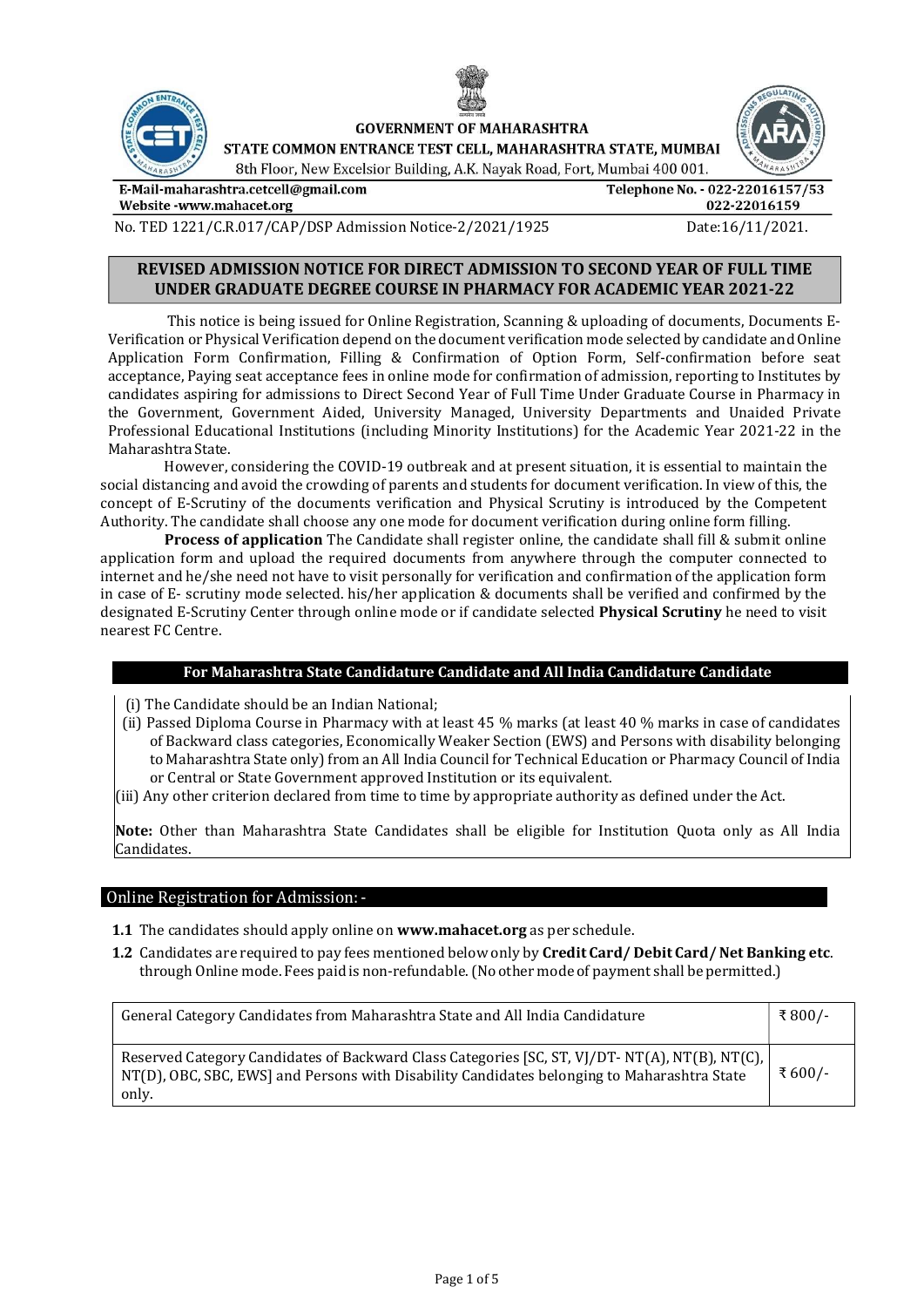**GOVERNMENT OF MAHARASHTRA**

**STATE COMMON ENTRANCE TEST CELL, MAHARASHTRA STATE, MUMBAI**

8th Floor, New Excelsior Building, A.K. Nayak Road, Fort, Mumbai 400 001.

**E-Mail-maharashtra.cetcell@gmail.com** **Telephone No. - 022-22016157/53**

**Website -www.mahacet.org** **022-22016159**

No. TED 1221/C.R.017/CAP/DSP Admission Notice-2/2021/1925 Date:16/11/2021.

# REVISED ADMISSION NOTICE FOR DIRECT ADMISSION TO SECOND YEAR OF FULL TIME UNDER GRADUATE DEGREE COURSE IN PHARMACY FOR ACADEMIC YEAR 2021-22

This notice is being issued for Online Registration, Scanning & uploading of documents, Documents E-Verification or Physical Verification depend on the document verification mode selected by candidate and Online Application Form Confirmation, Filling & Confirmation of Option Form, Self-confirmation before seat acceptance, Paying seat acceptance fees in online mode for confirmation of admission, reporting to Institutes by candidates aspiring for admissions to Direct Second Year of Full Time Under Graduate Course in Pharmacy in the Government, Government Aided, University Managed, University Departments and Unaided Private Professional Educational Institutions (including Minority Institutions) for the Academic Year 2021-22 in the Maharashtra State.

However, considering the COVID-19 outbreak and at present situation, it is essential to maintain the social distancing and avoid the crowding of parents and students for document verification. In view of this, the concept of E-Scrutiny of the documents verification and Physical Scrutiny is introduced by the Competent Authority. The candidate shall choose any one mode for document verification during online form filling.

**Process of application** The Candidate shall register online, the candidate shall fill & submit online application form and upload the required documents from anywhere through the computer connected to internet and he/she need not have to visit personally for verification and confirmation of the application form in case of E- scrutiny mode selected. his/her application & documents shall be verified and confirmed by the designated E-Scrutiny Center through online mode or if candidate selected **Physical Scrutiny** he need to visit nearest FC Centre.

## For Maharashtra State Candidature Candidate and All India Candidature Candidate

(i) The Candidate should be an Indian National;

(ii) Passed Diploma Course in Pharmacy with at least 45 % marks (at least 40 % marks in case of candidates of Backward class categories, Economically Weaker Section (EWS) and Persons with disability belonging to Maharashtra State only) from an All India Council for Technical Education or Pharmacy Council of India or Central or State Government approved Institution or its equivalent.

(iii) Any other criterion declared from time to time by appropriate authority as defined under the Act.

**Note:** Other than Maharashtra State Candidates shall be eligible for Institution Quota only as All India Candidates.

## Online Registration for Admission: -

**1.1** The candidates should apply online on **www.mahacet.org** as per schedule.

**1.2** Candidates are required to pay fees mentioned below only by **Credit Card/ Debit Card/ Net Banking etc**. through Online mode. Fees paid is non-refundable. (No other mode of payment shall be permitted.)

| Category | Fee |
|---|---|
| General Category Candidates from Maharashtra State and All India Candidature | ₹ 800/- |
| Reserved Category Candidates of Backward Class Categories [SC, ST, VJ/DT- NT(A), NT(B), NT(C), NT(D), OBC, SBC, EWS] and Persons with Disability Candidates belonging to Maharashtra State only. | ₹ 600/- |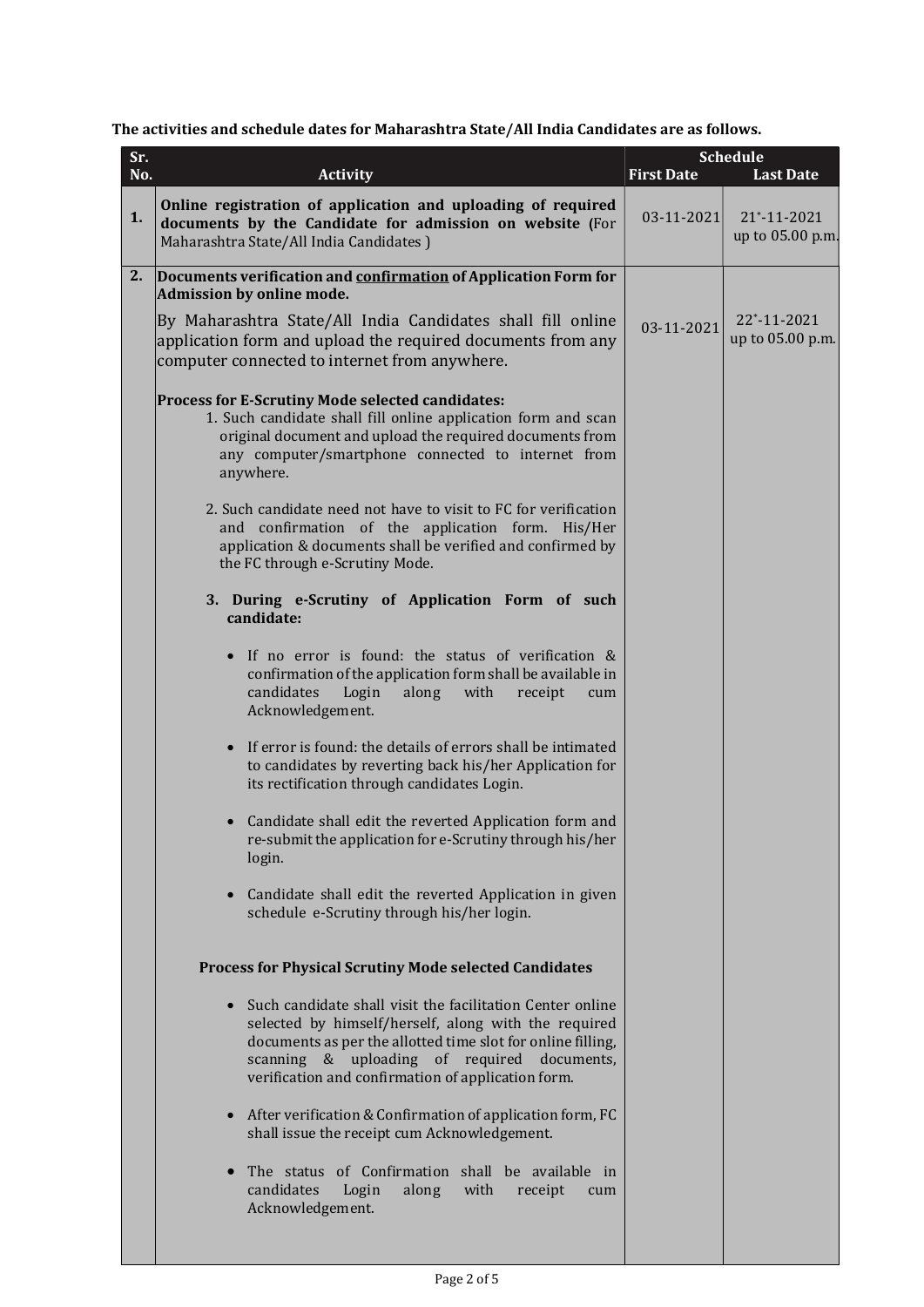**The activities and schedule dates for Maharashtra State/All India Candidates are as follows.**

| Sr. No. | Activity | Schedule First Date | Schedule Last Date |
|---|---|---|---|
| 1. | **Online registration of application and uploading of required documents by the Candidate for admission on website (**For Maharashtra State/All India Candidates ) | 03-11-2021 | 21*-11-2021 up to 05.00 p.m. |
| 2. | **Documents verification and confirmation of Application Form for Admission by online mode.**<br><br>By Maharashtra State/All India Candidates shall fill online application form and upload the required documents from any computer connected to internet from anywhere.<br><br>**Process for E-Scrutiny Mode selected candidates:**<br>1. Such candidate shall fill online application form and scan original document and upload the required documents from any computer/smartphone connected to internet from anywhere.<br><br>2. Such candidate need not have to visit to FC for verification and confirmation of the application form. His/Her application & documents shall be verified and confirmed by the FC through e-Scrutiny Mode.<br><br>**3. During e-Scrutiny of Application Form of such candidate:**<br><br>• If no error is found: the status of verification & confirmation of the application form shall be available in candidates Login along with receipt cum Acknowledgement.<br><br>• If error is found: the details of errors shall be intimated to candidates by reverting back his/her Application for its rectification through candidates Login.<br><br>• Candidate shall edit the reverted Application form and re-submit the application for e-Scrutiny through his/her login.<br><br>• Candidate shall edit the reverted Application in given schedule e-Scrutiny through his/her login.<br><br>**Process for Physical Scrutiny Mode selected Candidates**<br><br>• Such candidate shall visit the facilitation Center online selected by himself/herself, along with the required documents as per the allotted time slot for online filling, scanning & uploading of required documents, verification and confirmation of application form.<br><br>• After verification & Confirmation of application form, FC shall issue the receipt cum Acknowledgement.<br><br>• The status of Confirmation shall be available in candidates Login along with receipt cum Acknowledgement. | 03-11-2021 | 22*-11-2021 up to 05.00 p.m. |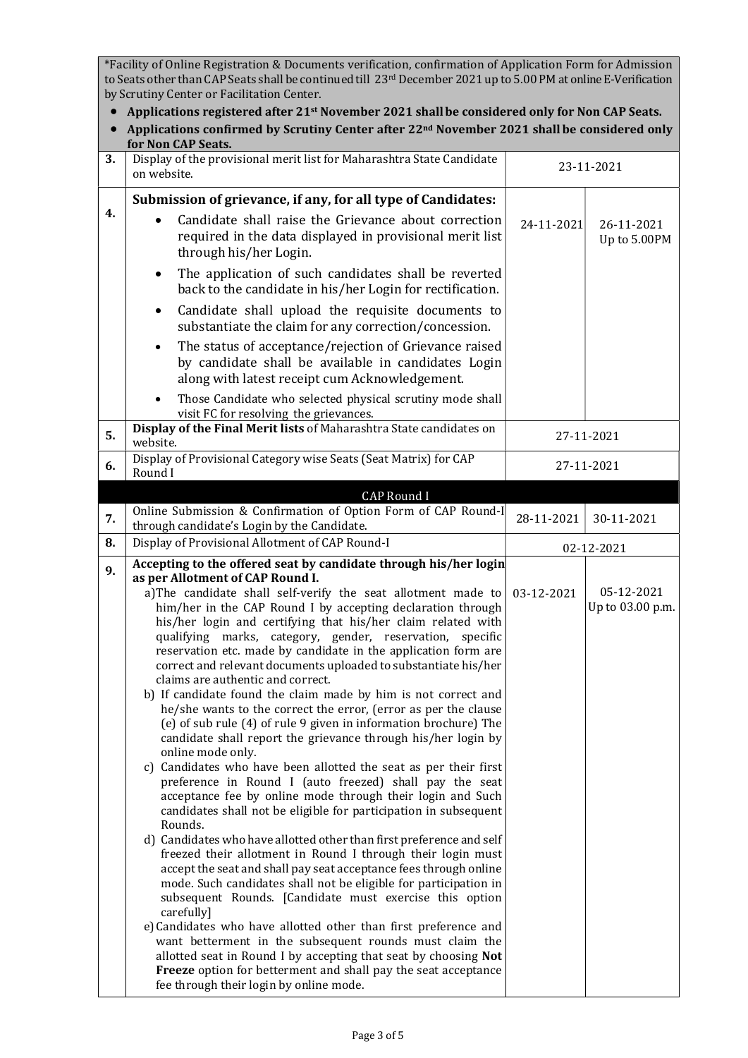| | | | |
|---|---|---|---|
| | *Facility of Online Registration & Documents verification, confirmation of Application Form for Admission to Seats other than CAP Seats shall be continued till 23rd December 2021 up to 5.00 PM at online E-Verification by Scrutiny Center or Facilitation Center. <br>• **Applications registered after 21st November 2021 shall be considered only for Non CAP Seats.** <br>• **Applications confirmed by Scrutiny Center after 22nd November 2021 shall be considered only for Non CAP Seats.** | | |
| 3. | Display of the provisional merit list for Maharashtra State Candidate on website. | 23-11-2021 | |
| 4. | **Submission of grievance, if any, for all type of Candidates:** <br>• Candidate shall raise the Grievance about correction required in the data displayed in provisional merit list through his/her Login. <br>• The application of such candidates shall be reverted back to the candidate in his/her Login for rectification. <br>• Candidate shall upload the requisite documents to substantiate the claim for any correction/concession. <br>• The status of acceptance/rejection of Grievance raised by candidate shall be available in candidates Login along with latest receipt cum Acknowledgement. <br>• Those Candidate who selected physical scrutiny mode shall visit FC for resolving the grievances. | 24-11-2021 | 26-11-2021 Up to 5.00PM |
| 5. | **Display of the Final Merit lists** of Maharashtra State candidates on website. | 27-11-2021 | |
| 6. | Display of Provisional Category wise Seats (Seat Matrix) for CAP Round I | 27-11-2021 | |
| | **CAP Round I** | | |
| 7. | Online Submission & Confirmation of Option Form of CAP Round-I through candidate's Login by the Candidate. | 28-11-2021 | 30-11-2021 |
| 8. | Display of Provisional Allotment of CAP Round-I | 02-12-2021 | |
| 9. | **Accepting to the offered seat by candidate through his/her login as per Allotment of CAP Round I.** <br>a) The candidate shall self-verify the seat allotment made to him/her in the CAP Round I by accepting declaration through his/her login and certifying that his/her claim related with qualifying marks, category, gender, reservation, specific reservation etc. made by candidate in the application form are correct and relevant documents uploaded to substantiate his/her claims are authentic and correct. <br>b) If candidate found the claim made by him is not correct and he/she wants to the correct the error, (error as per the clause (e) of sub rule (4) of rule 9 given in information brochure) The candidate shall report the grievance through his/her login by online mode only. <br>c) Candidates who have been allotted the seat as per their first preference in Round I (auto freezed) shall pay the seat acceptance fee by online mode through their login and Such candidates shall not be eligible for participation in subsequent Rounds. <br>d) Candidates who have allotted other than first preference and self freezed their allotment in Round I through their login must accept the seat and shall pay seat acceptance fees through online mode. Such candidates shall not be eligible for participation in subsequent Rounds. [Candidate must exercise this option carefully] <br>e) Candidates who have allotted other than first preference and want betterment in the subsequent rounds must claim the allotted seat in Round I by accepting that seat by choosing **Not Freeze** option for betterment and shall pay the seat acceptance fee through their login by online mode. | 03-12-2021 | 05-12-2021 Up to 03.00 p.m. |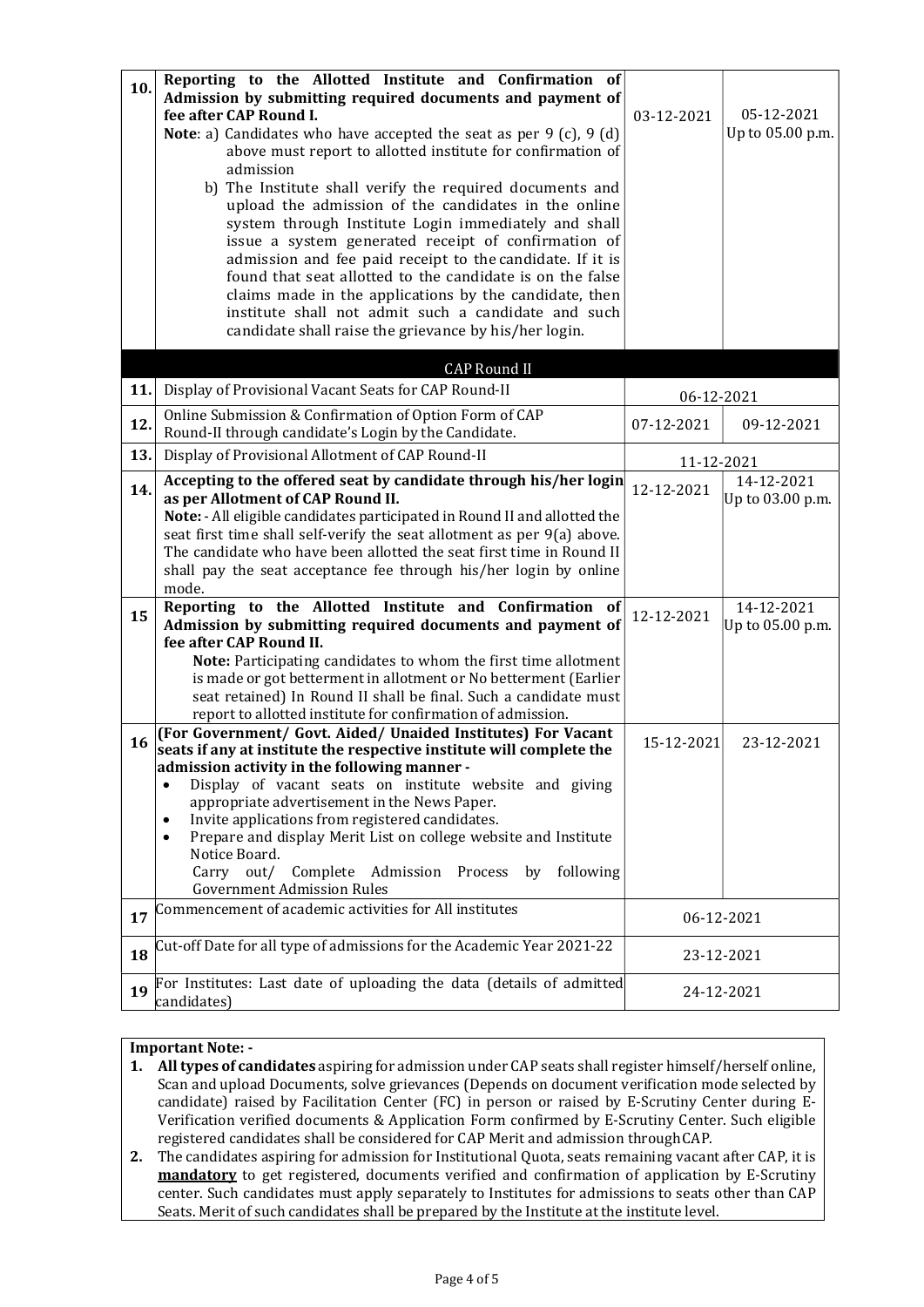| | | | |
|---|---|---|---|
| 10. | **Reporting to the Allotted Institute and Confirmation of Admission by submitting required documents and payment of fee after CAP Round I.**<br>**Note**: a) Candidates who have accepted the seat as per 9 (c), 9 (d) above must report to allotted institute for confirmation of admission<br>b) The Institute shall verify the required documents and upload the admission of the candidates in the online system through Institute Login immediately and shall issue a system generated receipt of confirmation of admission and fee paid receipt to the candidate. If it is found that seat allotted to the candidate is on the false claims made in the applications by the candidate, then institute shall not admit such a candidate and such candidate shall raise the grievance by his/her login. | 03-12-2021 | 05-12-2021 Up to 05.00 p.m. |
| | **CAP Round II** | | |
| 11. | Display of Provisional Vacant Seats for CAP Round-II | 06-12-2021 | |
| 12. | Online Submission & Confirmation of Option Form of CAP Round-II through candidate's Login by the Candidate. | 07-12-2021 | 09-12-2021 |
| 13. | Display of Provisional Allotment of CAP Round-II | 11-12-2021 | |
| 14. | **Accepting to the offered seat by candidate through his/her login as per Allotment of CAP Round II.**<br>**Note:** - All eligible candidates participated in Round II and allotted the seat first time shall self-verify the seat allotment as per 9(a) above. The candidate who have been allotted the seat first time in Round II shall pay the seat acceptance fee through his/her login by online mode. | 12-12-2021 | 14-12-2021 Up to 03.00 p.m. |
| 15 | **Reporting to the Allotted Institute and Confirmation of Admission by submitting required documents and payment of fee after CAP Round II.**<br>**Note:** Participating candidates to whom the first time allotment is made or got betterment in allotment or No betterment (Earlier seat retained) In Round II shall be final. Such a candidate must report to allotted institute for confirmation of admission. | 12-12-2021 | 14-12-2021 Up to 05.00 p.m. |
| 16 | **(For Government/ Govt. Aided/ Unaided Institutes) For Vacant seats if any at institute the respective institute will complete the admission activity in the following manner -**<br>• Display of vacant seats on institute website and giving appropriate advertisement in the News Paper.<br>• Invite applications from registered candidates.<br>• Prepare and display Merit List on college website and Institute Notice Board.<br>Carry out/ Complete Admission Process by following Government Admission Rules | 15-12-2021 | 23-12-2021 |
| 17 | Commencement of academic activities for All institutes | 06-12-2021 | |
| 18 | Cut-off Date for all type of admissions for the Academic Year 2021-22 | 23-12-2021 | |
| 19 | For Institutes: Last date of uploading the data (details of admitted candidates) | 24-12-2021 | |

**Important Note: -**

1. **All types of candidates** aspiring for admission under CAP seats shall register himself/herself online, Scan and upload Documents, solve grievances (Depends on document verification mode selected by candidate) raised by Facilitation Center (FC) in person or raised by E-Scrutiny Center during E-Verification verified documents & Application Form confirmed by E-Scrutiny Center. Such eligible registered candidates shall be considered for CAP Merit and admission through CAP.
2. The candidates aspiring for admission for Institutional Quota, seats remaining vacant after CAP, it is **mandatory** to get registered, documents verified and confirmation of application by E-Scrutiny center. Such candidates must apply separately to Institutes for admissions to seats other than CAP Seats. Merit of such candidates shall be prepared by the Institute at the institute level.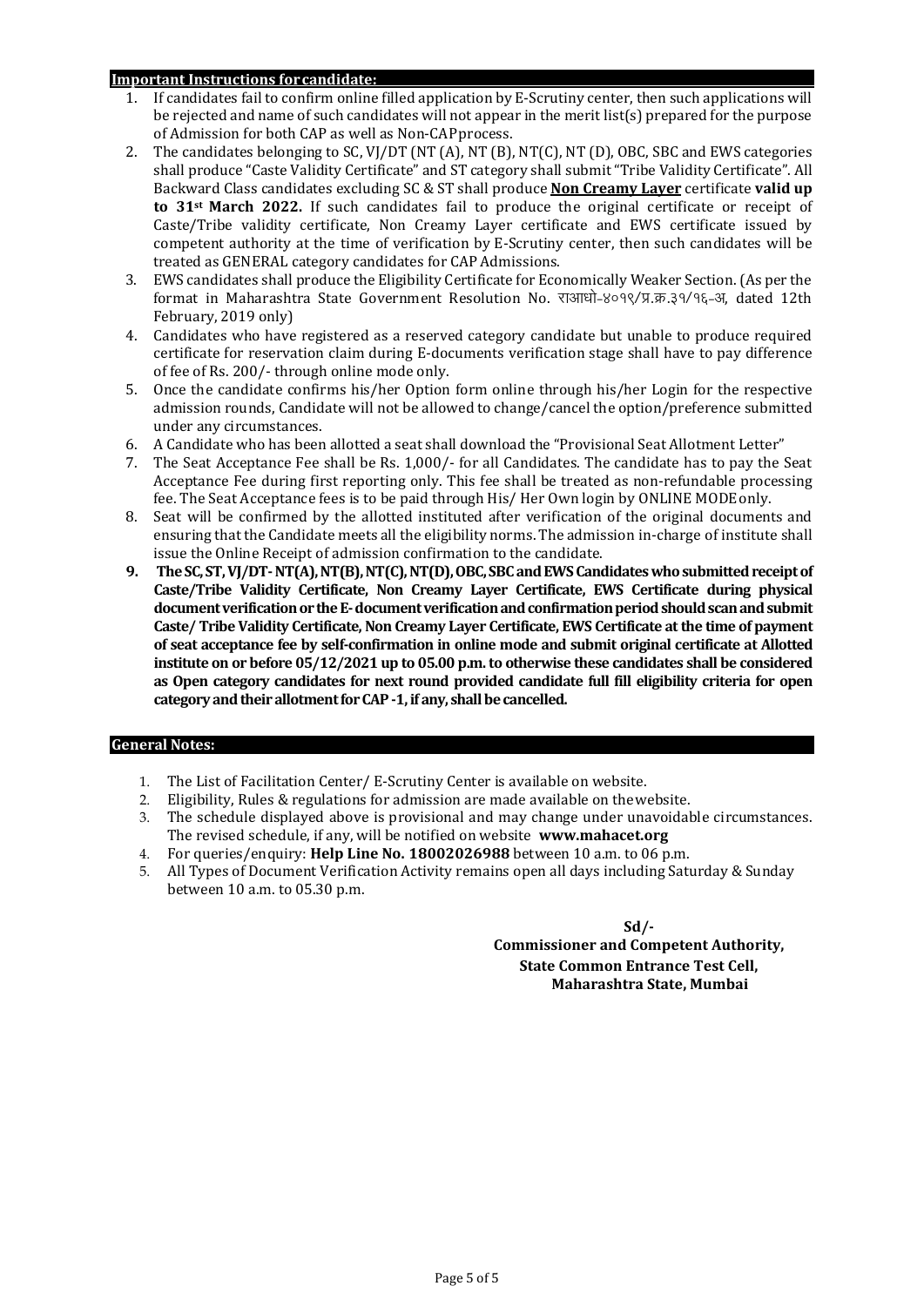**Important Instructions for candidate:**

1. If candidates fail to confirm online filled application by E-Scrutiny center, then such applications will be rejected and name of such candidates will not appear in the merit list(s) prepared for the purpose of Admission for both CAP as well as Non-CAP process.
2. The candidates belonging to SC, VJ/DT (NT (A), NT (B), NT(C), NT (D), OBC, SBC and EWS categories shall produce "Caste Validity Certificate" and ST category shall submit "Tribe Validity Certificate". All Backward Class candidates excluding SC & ST shall produce **Non Creamy Layer** certificate **valid up to 31st March 2022.** If such candidates fail to produce the original certificate or receipt of Caste/Tribe validity certificate, Non Creamy Layer certificate and EWS certificate issued by competent authority at the time of verification by E-Scrutiny center, then such candidates will be treated as GENERAL category candidates for CAP Admissions.
3. EWS candidates shall produce the Eligibility Certificate for Economically Weaker Section. (As per the format in Maharashtra State Government Resolution No. राआधो-४०१९/प्र.क्र.३१/१६-अ, dated 12th February, 2019 only)
4. Candidates who have registered as a reserved category candidate but unable to produce required certificate for reservation claim during E-documents verification stage shall have to pay difference of fee of Rs. 200/- through online mode only.
5. Once the candidate confirms his/her Option form online through his/her Login for the respective admission rounds, Candidate will not be allowed to change/cancel the option/preference submitted under any circumstances.
6. A Candidate who has been allotted a seat shall download the "Provisional Seat Allotment Letter"
7. The Seat Acceptance Fee shall be Rs. 1,000/- for all Candidates. The candidate has to pay the Seat Acceptance Fee during first reporting only. This fee shall be treated as non-refundable processing fee. The Seat Acceptance fees is to be paid through His/ Her Own login by ONLINE MODE only.
8. Seat will be confirmed by the allotted instituted after verification of the original documents and ensuring that the Candidate meets all the eligibility norms. The admission in-charge of institute shall issue the Online Receipt of admission confirmation to the candidate.
9. **The SC, ST, VJ/DT- NT(A), NT(B), NT(C), NT(D), OBC, SBC and EWS Candidates who submitted receipt of Caste/Tribe Validity Certificate, Non Creamy Layer Certificate, EWS Certificate during physical document verification or the E- document verification and confirmation period should scan and submit Caste/ Tribe Validity Certificate, Non Creamy Layer Certificate, EWS Certificate at the time of payment of seat acceptance fee by self-confirmation in online mode and submit original certificate at Allotted institute on or before 05/12/2021 up to 05.00 p.m. to otherwise these candidates shall be considered as Open category candidates for next round provided candidate full fill eligibility criteria for open category and their allotment for CAP -1, if any, shall be cancelled.**

**General Notes:**

1. The List of Facilitation Center/ E-Scrutiny Center is available on website.
2. Eligibility, Rules & regulations for admission are made available on the website.
3. The schedule displayed above is provisional and may change under unavoidable circumstances. The revised schedule, if any, will be notified on website **www.mahacet.org**
4. For queries/enquiry: **Help Line No. 18002026988** between 10 a.m. to 06 p.m.
5. All Types of Document Verification Activity remains open all days including Saturday & Sunday between 10 a.m. to 05.30 p.m.

**Sd/-**
**Commissioner and Competent Authority,**
**State Common Entrance Test Cell,**
**Maharashtra State, Mumbai**